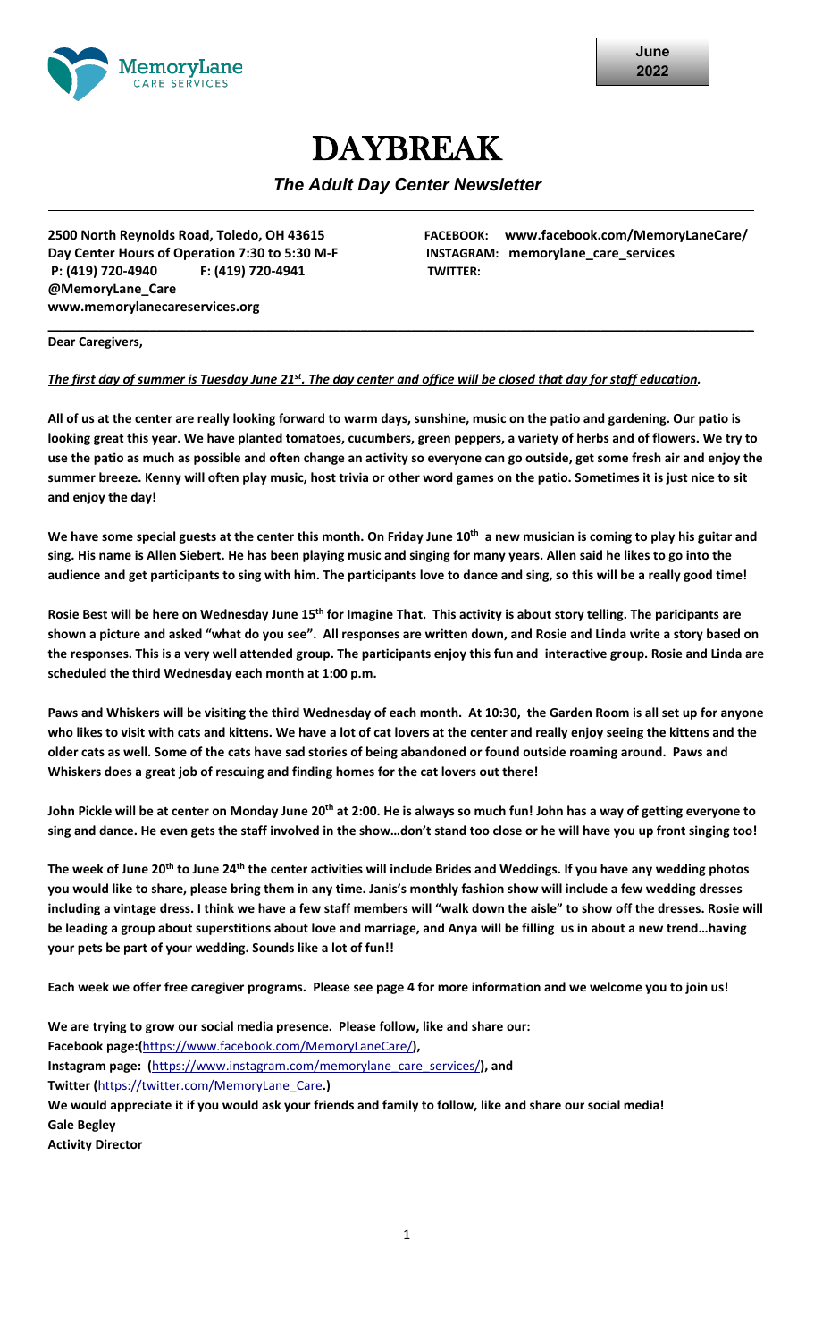June 2022

# DAYBREAK

## *The Adult Day Center Newsletter*

**2500 North Reynolds Road, Toledo, OH 43615**
**Day Center Hours of Operation 7:30 to 5:30 M-F**
**P: (419) 720-4940 F: (419) 720-4941**
**www.memorylanecareservices.org**

**FACEBOOK: www.facebook.com/MemoryLaneCare/**
**INSTAGRAM: memorylane_care_services**
**TWITTER: @MemoryLane_Care**

---

**Dear Caregivers,**

***The first day of summer is Tuesday June 21st. The day center and office will be closed that day for staff education.***

**All of us at the center are really looking forward to warm days, sunshine, music on the patio and gardening. Our patio is looking great this year. We have planted tomatoes, cucumbers, green peppers, a variety of herbs and of flowers. We try to use the patio as much as possible and often change an activity so everyone can go outside, get some fresh air and enjoy the summer breeze. Kenny will often play music, host trivia or other word games on the patio. Sometimes it is just nice to sit and enjoy the day!**

**We have some special guests at the center this month. On Friday June 10th a new musician is coming to play his guitar and sing. His name is Allen Siebert. He has been playing music and singing for many years. Allen said he likes to go into the audience and get participants to sing with him. The participants love to dance and sing, so this will be a really good time!**

**Rosie Best will be here on Wednesday June 15th for Imagine That. This activity is about story telling. The paricipants are shown a picture and asked "what do you see". All responses are written down, and Rosie and Linda write a story based on the responses. This is a very well attended group. The participants enjoy this fun and interactive group. Rosie and Linda are scheduled the third Wednesday each month at 1:00 p.m.**

**Paws and Whiskers will be visiting the third Wednesday of each month. At 10:30, the Garden Room is all set up for anyone who likes to visit with cats and kittens. We have a lot of cat lovers at the center and really enjoy seeing the kittens and the older cats as well. Some of the cats have sad stories of being abandoned or found outside roaming around. Paws and Whiskers does a great job of rescuing and finding homes for the cat lovers out there!**

**John Pickle will be at center on Monday June 20th at 2:00. He is always so much fun! John has a way of getting everyone to sing and dance. He even gets the staff involved in the show…don't stand too close or he will have you up front singing too!**

**The week of June 20th to June 24th the center activities will include Brides and Weddings. If you have any wedding photos you would like to share, please bring them in any time. Janis's monthly fashion show will include a few wedding dresses including a vintage dress. I think we have a few staff members will "walk down the aisle" to show off the dresses. Rosie will be leading a group about superstitions about love and marriage, and Anya will be filling us in about a new trend…having your pets be part of your wedding. Sounds like a lot of fun!!**

**Each week we offer free caregiver programs. Please see page 4 for more information and we welcome you to join us!**

**We are trying to grow our social media presence. Please follow, like and share our:**
**Facebook page:(https://www.facebook.com/MemoryLaneCare/),**
**Instagram page: (https://www.instagram.com/memorylane_care_services/), and**
**Twitter (https://twitter.com/MemoryLane_Care.)**
**We would appreciate it if you would ask your friends and family to follow, like and share our social media!**
**Gale Begley**
**Activity Director**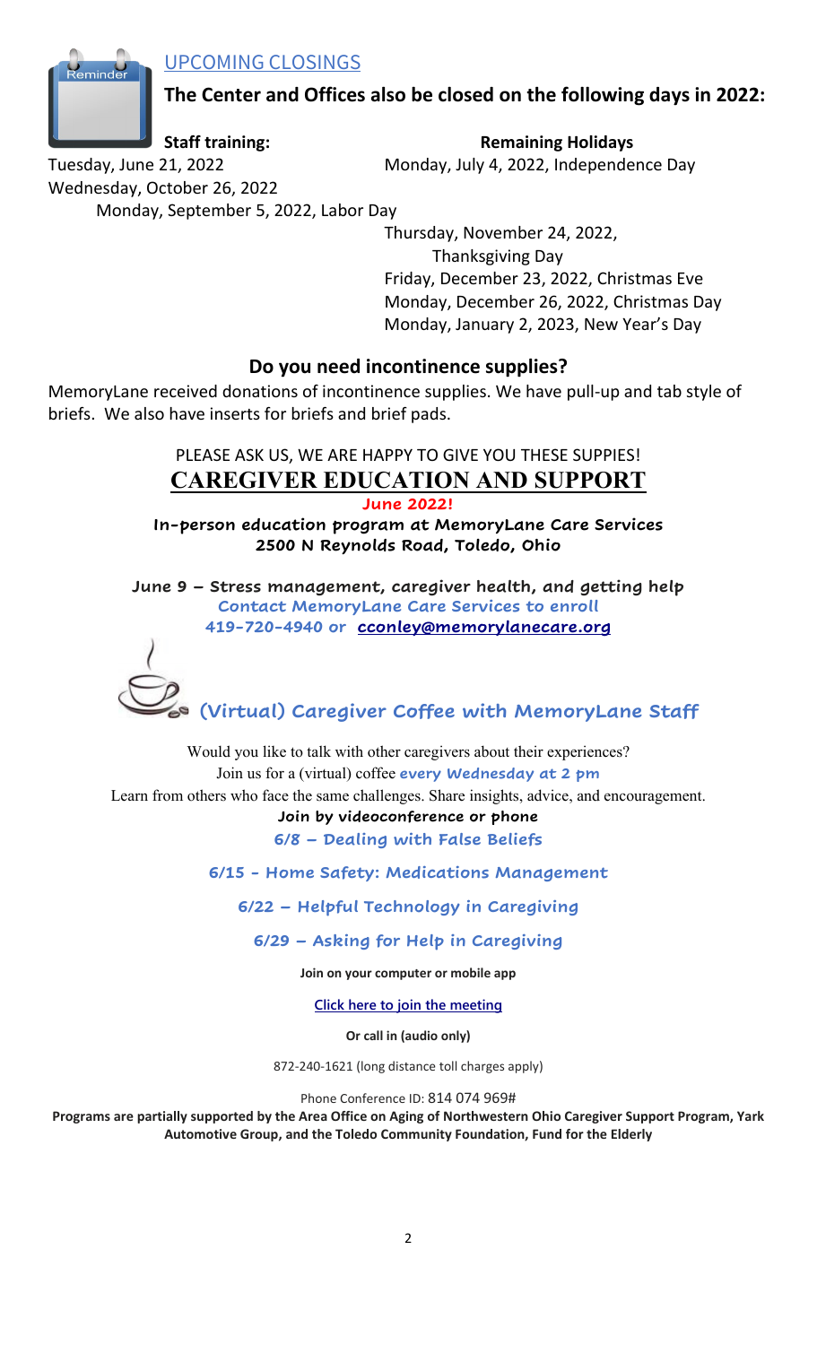## UPCOMING CLOSINGS

**The Center and Offices also be closed on the following days in 2022:**

**Staff training:**

Tuesday, June 21, 2022
Wednesday, October 26, 2022

**Remaining Holidays**

Monday, July 4, 2022, Independence Day
Monday, September 5, 2022, Labor Day
Thursday, November 24, 2022, Thanksgiving Day
Friday, December 23, 2022, Christmas Eve
Monday, December 26, 2022, Christmas Day
Monday, January 2, 2023, New Year's Day

## Do you need incontinence supplies?

MemoryLane received donations of incontinence supplies. We have pull-up and tab style of briefs. We also have inserts for briefs and brief pads.

PLEASE ASK US, WE ARE HAPPY TO GIVE YOU THESE SUPPIES!

## CAREGIVER EDUCATION AND SUPPORT

**June 2022!**

**In-person education program at MemoryLane Care Services**
**2500 N Reynolds Road, Toledo, Ohio**

**June 9 – Stress management, caregiver health, and getting help**
**Contact MemoryLane Care Services to enroll**
**419-720-4940 or cconley@memorylanecare.org**

## (Virtual) Caregiver Coffee with MemoryLane Staff

Would you like to talk with other caregivers about their experiences?
Join us for a (virtual) coffee **every Wednesday at 2 pm**
Learn from others who face the same challenges. Share insights, advice, and encouragement.

**Join by videoconference or phone**

**6/8 – Dealing with False Beliefs**

**6/15 - Home Safety: Medications Management**

**6/22 – Helpful Technology in Caregiving**

**6/29 – Asking for Help in Caregiving**

**Join on your computer or mobile app**

**Click here to join the meeting**

**Or call in (audio only)**

872-240-1621 (long distance toll charges apply)

Phone Conference ID: 814 074 969#

**Programs are partially supported by the Area Office on Aging of Northwestern Ohio Caregiver Support Program, Yark Automotive Group, and the Toledo Community Foundation, Fund for the Elderly**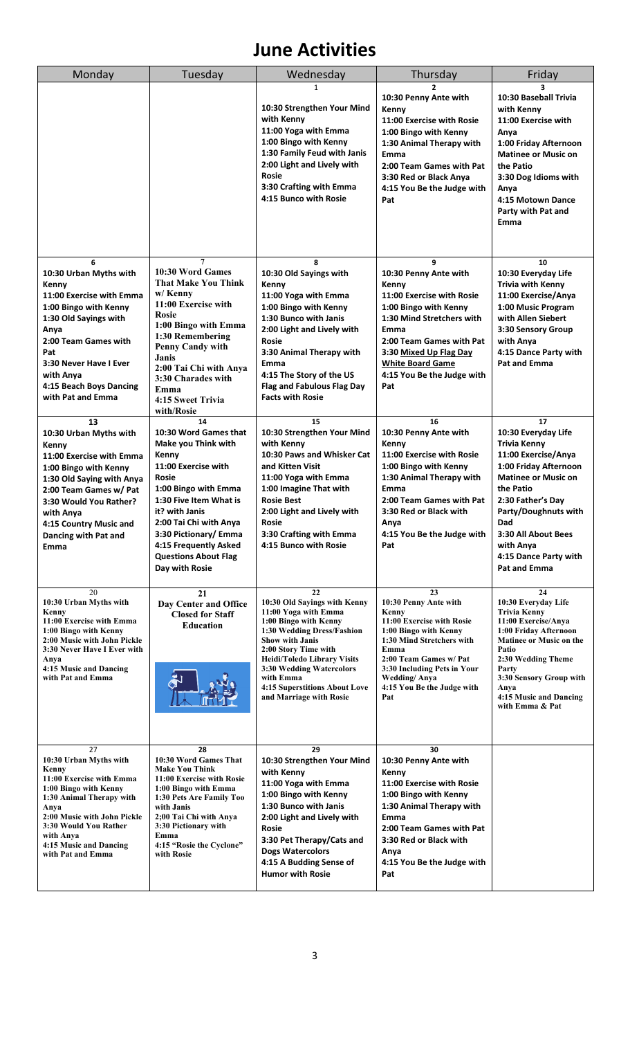# June Activities

| Monday | Tuesday | Wednesday | Thursday | Friday |
|---|---|---|---|---|
| | | **1**<br>10:30 Strengthen Your Mind with Kenny<br>11:00 Yoga with Emma<br>1:00 Bingo with Kenny<br>1:30 Family Feud with Janis<br>2:00 Light and Lively with Rosie<br>3:30 Crafting with Emma<br>4:15 Bunco with Rosie | **2**<br>10:30 Penny Ante with Kenny<br>11:00 Exercise with Rosie<br>1:00 Bingo with Kenny<br>1:30 Animal Therapy with Emma<br>2:00 Team Games with Pat<br>3:30 Red or Black Anya<br>4:15 You Be the Judge with Pat | **3**<br>10:30 Baseball Trivia with Kenny<br>11:00 Exercise with Anya<br>1:00 Friday Afternoon Matinee or Music on the Patio<br>3:30 Dog Idioms with Anya<br>4:15 Motown Dance Party with Pat and Emma |
| **6**<br>10:30 Urban Myths with Kenny<br>11:00 Exercise with Emma<br>1:00 Bingo with Kenny<br>1:30 Old Sayings with Anya<br>2:00 Team Games with Pat<br>3:30 Never Have I Ever with Anya<br>4:15 Beach Boys Dancing with Pat and Emma | **7**<br>10:30 Word Games That Make You Think w/ Kenny<br>11:00 Exercise with Rosie<br>1:00 Bingo with Emma<br>1:30 Remembering Penny Candy with Janis<br>2:00 Tai Chi with Anya<br>3:30 Charades with Emma<br>4:15 Sweet Trivia with/Rosie | **8**<br>10:30 Old Sayings with Kenny<br>11:00 Yoga with Emma<br>1:00 Bingo with Kenny<br>1:30 Bunco with Janis<br>2:00 Light and Lively with Rosie<br>3:30 Animal Therapy with Emma<br>4:15 The Story of the US Flag and Fabulous Flag Day Facts with Rosie | **9**<br>10:30 Penny Ante with Kenny<br>11:00 Exercise with Rosie<br>1:00 Bingo with Kenny<br>1:30 Mind Stretchers with Emma<br>2:00 Team Games with Pat<br>3:30 Mixed Up Flag Day White Board Game<br>4:15 You Be the Judge with Pat | **10**<br>10:30 Everyday Life Trivia with Kenny<br>11:00 Exercise/Anya<br>1:00 Music Program with Allen Siebert<br>3:30 Sensory Group with Anya<br>4:15 Dance Party with Pat and Emma |
| **13**<br>10:30 Urban Myths with Kenny<br>11:00 Exercise with Emma<br>1:00 Bingo with Kenny<br>1:30 Old Saying with Anya<br>2:00 Team Games w/ Pat<br>3:30 Would You Rather? with Anya<br>4:15 Country Music and Dancing with Pat and Emma | **14**<br>10:30 Word Games that Make you Think with Kenny<br>11:00 Exercise with Rosie<br>1:00 Bingo with Emma<br>1:30 Five Item What is it? with Janis<br>2:00 Tai Chi with Anya<br>3:30 Pictionary/ Emma<br>4:15 Frequently Asked Questions About Flag Day with Rosie | **15**<br>10:30 Strengthen Your Mind with Kenny<br>10:30 Paws and Whisker Cat and Kitten Visit<br>11:00 Yoga with Emma<br>1:00 Imagine That with Rosie Best<br>2:00 Light and Lively with Rosie<br>3:30 Crafting with Emma<br>4:15 Bunco with Rosie | **16**<br>10:30 Penny Ante with Kenny<br>11:00 Exercise with Rosie<br>1:00 Bingo with Kenny<br>1:30 Animal Therapy with Emma<br>2:00 Team Games with Pat<br>3:30 Red or Black with Anya<br>4:15 You Be the Judge with Pat | **17**<br>10:30 Everyday Life Trivia Kenny<br>11:00 Exercise/Anya<br>1:00 Friday Afternoon Matinee or Music on the Patio<br>2:30 Father's Day Party/Doughnuts with Dad<br>3:30 All About Bees with Anya<br>4:15 Dance Party with Pat and Emma |
| **20**<br>10:30 Urban Myths with Kenny<br>11:00 Exercise with Emma<br>1:00 Bingo with Kenny<br>2:00 Music with John Pickle<br>3:30 Never Have I Ever with Anya<br>4:15 Music and Dancing with Pat and Emma | **21**<br>Day Center and Office Closed for Staff Education | **22**<br>10:30 Old Sayings with Kenny<br>11:00 Yoga with Emma<br>1:00 Bingo with Kenny<br>1:30 Wedding Dress/Fashion Show with Janis<br>2:00 Story Time with Heidi/Toledo Library Visits<br>3:30 Wedding Watercolors with Emma<br>4:15 Superstitions About Love and Marriage with Rosie | **23**<br>10:30 Penny Ante with Kenny<br>11:00 Exercise with Rosie<br>1:00 Bingo with Kenny<br>1:30 Mind Stretchers with Emma<br>2:00 Team Games w/ Pat<br>3:30 Including Pets in Your Wedding/ Anya<br>4:15 You Be the Judge with Pat | **24**<br>10:30 Everyday Life Trivia Kenny<br>11:00 Exercise/Anya<br>1:00 Friday Afternoon Matinee or Music on the Patio<br>2:30 Wedding Theme Party<br>3:30 Sensory Group with Anya<br>4:15 Music and Dancing with Emma & Pat |
| **27**<br>10:30 Urban Myths with Kenny<br>11:00 Exercise with Emma<br>1:00 Bingo with Kenny<br>1:30 Animal Therapy with Anya<br>2:00 Music with John Pickle<br>3:30 Would You Rather with Anya<br>4:15 Music and Dancing with Pat and Emma | **28**<br>10:30 Word Games That Make You Think<br>11:00 Exercise with Rosie<br>1:00 Bingo with Emma<br>1:30 Pets Are Family Too with Janis<br>2;00 Tai Chi with Anya<br>3:30 Pictionary with Emma<br>4:15 "Rosie the Cyclone" with Rosie | **29**<br>10:30 Strengthen Your Mind with Kenny<br>11:00 Yoga with Emma<br>1:00 Bingo with Kenny<br>1:30 Bunco with Janis<br>2:00 Light and Lively with Rosie<br>3:30 Pet Therapy/Cats and Dogs Watercolors<br>4:15 A Budding Sense of Humor with Rosie | **30**<br>10:30 Penny Ante with Kenny<br>11:00 Exercise with Rosie<br>1:00 Bingo with Kenny<br>1:30 Animal Therapy with Emma<br>2:00 Team Games with Pat<br>3:30 Red or Black with Anya<br>4:15 You Be the Judge with Pat | |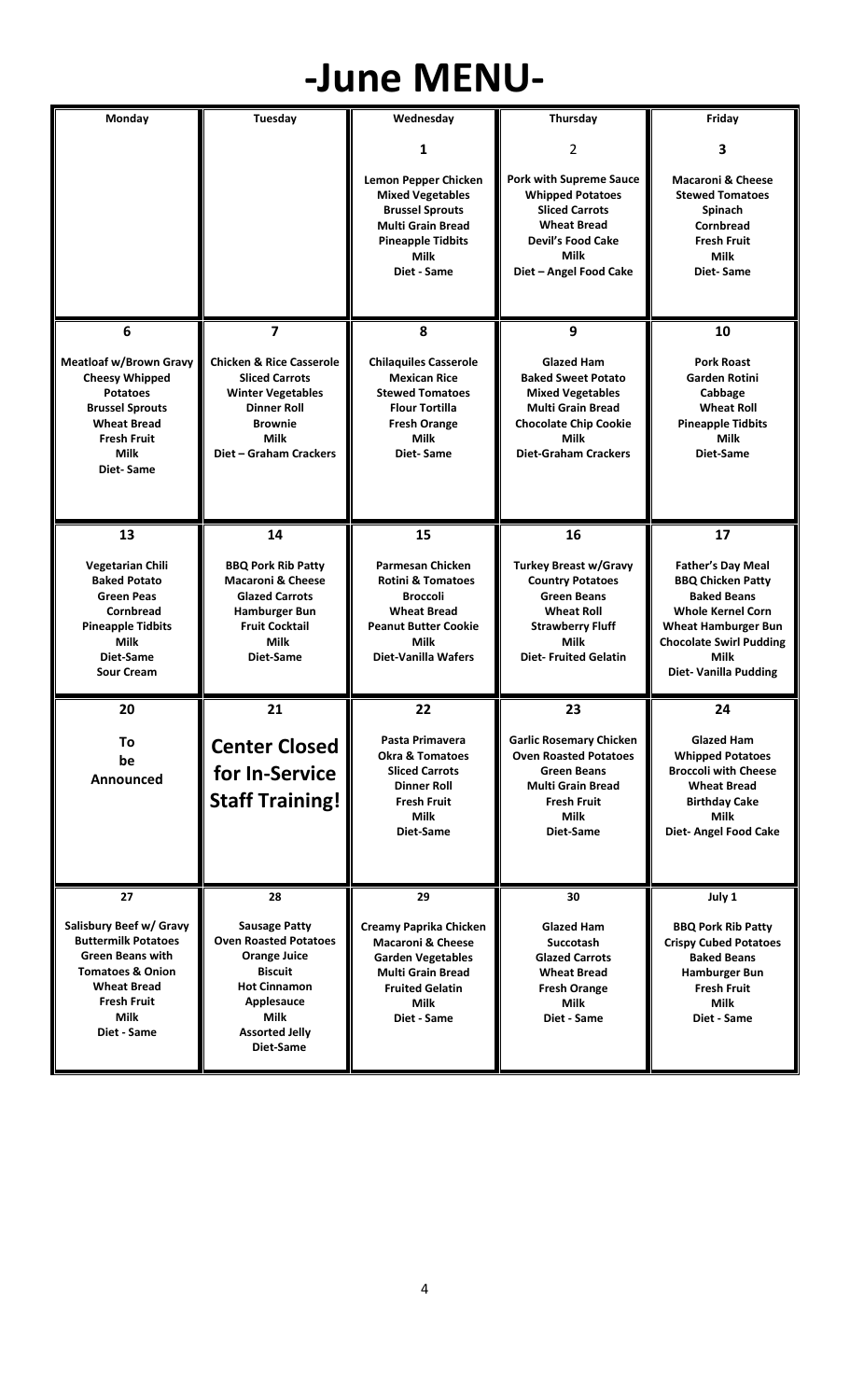# -June MENU-

| Monday | Tuesday | Wednesday | Thursday | Friday |
|---|---|---|---|---|
| | | **1**<br><br>**Lemon Pepper Chicken**<br>**Mixed Vegetables**<br>**Brussel Sprouts**<br>**Multi Grain Bread**<br>**Pineapple Tidbits**<br>**Milk**<br>**Diet - Same** | 2<br><br>**Pork with Supreme Sauce**<br>**Whipped Potatoes**<br>**Sliced Carrots**<br>**Wheat Bread**<br>**Devil's Food Cake**<br>**Milk**<br>**Diet – Angel Food Cake** | **3**<br><br>**Macaroni & Cheese**<br>**Stewed Tomatoes**<br>**Spinach**<br>**Cornbread**<br>**Fresh Fruit**<br>**Milk**<br>**Diet- Same** |
| **6**<br><br>**Meatloaf w/Brown Gravy**<br>**Cheesy Whipped Potatoes**<br>**Brussel Sprouts**<br>**Wheat Bread**<br>**Fresh Fruit**<br>**Milk**<br>**Diet- Same** | **7**<br><br>**Chicken & Rice Casserole**<br>**Sliced Carrots**<br>**Winter Vegetables**<br>**Dinner Roll**<br>**Brownie**<br>**Milk**<br>**Diet – Graham Crackers** | **8**<br><br>**Chilaquiles Casserole**<br>**Mexican Rice**<br>**Stewed Tomatoes**<br>**Flour Tortilla**<br>**Fresh Orange**<br>**Milk**<br>**Diet- Same** | **9**<br><br>**Glazed Ham**<br>**Baked Sweet Potato**<br>**Mixed Vegetables**<br>**Multi Grain Bread**<br>**Chocolate Chip Cookie**<br>**Milk**<br>**Diet-Graham Crackers** | **10**<br><br>**Pork Roast**<br>**Garden Rotini**<br>**Cabbage**<br>**Wheat Roll**<br>**Pineapple Tidbits**<br>**Milk**<br>**Diet-Same** |
| **13**<br><br>**Vegetarian Chili**<br>**Baked Potato**<br>**Green Peas**<br>**Cornbread**<br>**Pineapple Tidbits**<br>**Milk**<br>**Diet-Same**<br>**Sour Cream** | **14**<br><br>**BBQ Pork Rib Patty**<br>**Macaroni & Cheese**<br>**Glazed Carrots**<br>**Hamburger Bun**<br>**Fruit Cocktail**<br>**Milk**<br>**Diet-Same** | **15**<br><br>**Parmesan Chicken**<br>**Rotini & Tomatoes**<br>**Broccoli**<br>**Wheat Bread**<br>**Peanut Butter Cookie**<br>**Milk**<br>**Diet-Vanilla Wafers** | **16**<br><br>**Turkey Breast w/Gravy**<br>**Country Potatoes**<br>**Green Beans**<br>**Wheat Roll**<br>**Strawberry Fluff**<br>**Milk**<br>**Diet- Fruited Gelatin** | **17**<br><br>**Father's Day Meal**<br>**BBQ Chicken Patty**<br>**Baked Beans**<br>**Whole Kernel Corn**<br>**Wheat Hamburger Bun**<br>**Chocolate Swirl Pudding**<br>**Milk**<br>**Diet- Vanilla Pudding** |
| **20**<br><br>**To be Announced** | **21**<br><br>**Center Closed for In-Service Staff Training!** | **22**<br><br>**Pasta Primavera**<br>**Okra & Tomatoes**<br>**Sliced Carrots**<br>**Dinner Roll**<br>**Fresh Fruit**<br>**Milk**<br>**Diet-Same** | **23**<br><br>**Garlic Rosemary Chicken**<br>**Oven Roasted Potatoes**<br>**Green Beans**<br>**Multi Grain Bread**<br>**Fresh Fruit**<br>**Milk**<br>**Diet-Same** | **24**<br><br>**Glazed Ham**<br>**Whipped Potatoes**<br>**Broccoli with Cheese**<br>**Wheat Bread**<br>**Birthday Cake**<br>**Milk**<br>**Diet- Angel Food Cake** |
| **27**<br><br>**Salisbury Beef w/ Gravy**<br>**Buttermilk Potatoes**<br>**Green Beans with Tomatoes & Onion**<br>**Wheat Bread**<br>**Fresh Fruit**<br>**Milk**<br>**Diet - Same** | **28**<br><br>**Sausage Patty**<br>**Oven Roasted Potatoes**<br>**Orange Juice**<br>**Biscuit**<br>**Hot Cinnamon Applesauce**<br>**Milk**<br>**Assorted Jelly**<br>**Diet-Same** | **29**<br><br>**Creamy Paprika Chicken**<br>**Macaroni & Cheese**<br>**Garden Vegetables**<br>**Multi Grain Bread**<br>**Fruited Gelatin**<br>**Milk**<br>**Diet - Same** | **30**<br><br>**Glazed Ham**<br>**Succotash**<br>**Glazed Carrots**<br>**Wheat Bread**<br>**Fresh Orange**<br>**Milk**<br>**Diet - Same** | **July 1**<br><br>**BBQ Pork Rib Patty**<br>**Crispy Cubed Potatoes**<br>**Baked Beans**<br>**Hamburger Bun**<br>**Fresh Fruit**<br>**Milk**<br>**Diet - Same** |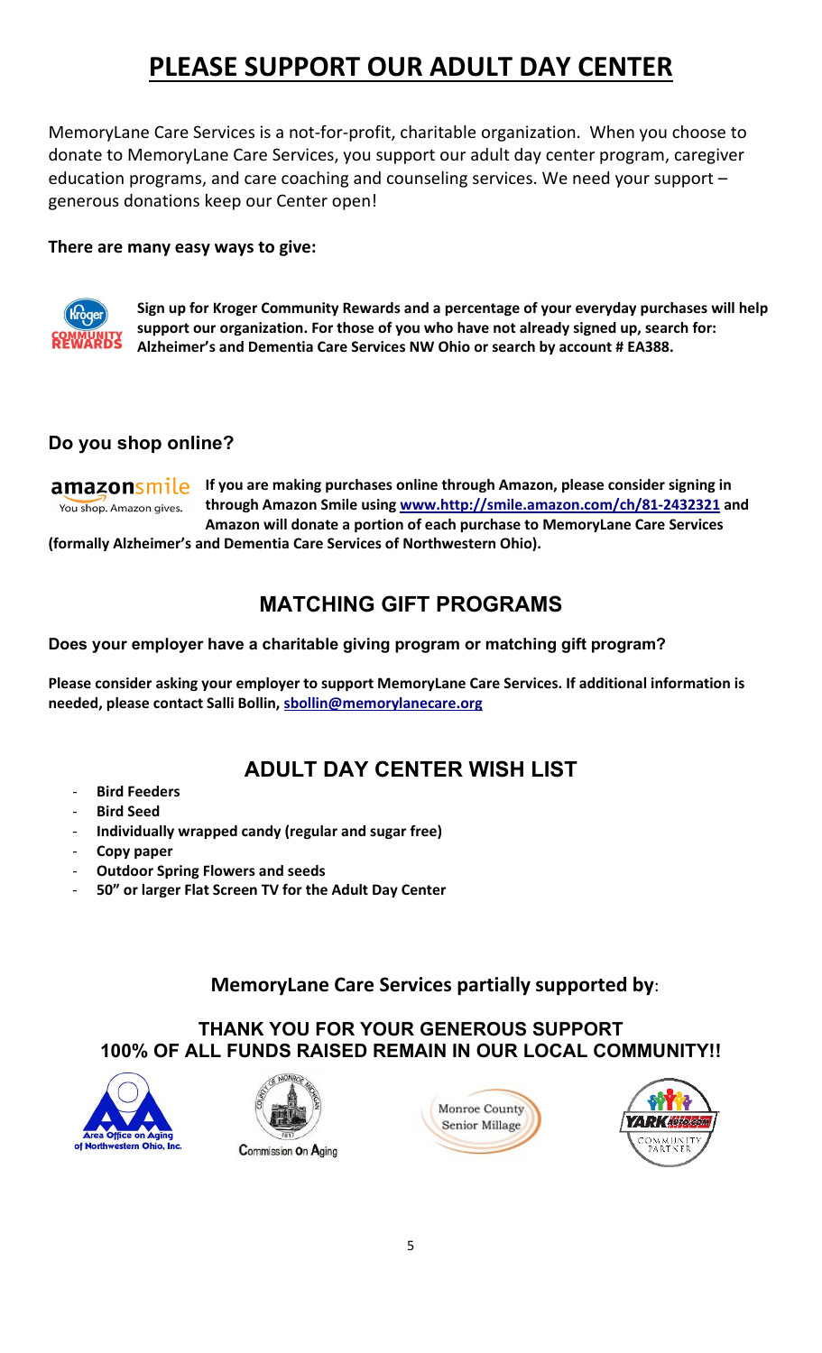# PLEASE SUPPORT OUR ADULT DAY CENTER

MemoryLane Care Services is a not-for-profit, charitable organization. When you choose to donate to MemoryLane Care Services, you support our adult day center program, caregiver education programs, and care coaching and counseling services. We need your support – generous donations keep our Center open!

**There are many easy ways to give:**

**Sign up for Kroger Community Rewards and a percentage of your everyday purchases will help support our organization. For those of you who have not already signed up, search for: Alzheimer's and Dementia Care Services NW Ohio or search by account # EA388.**

### Do you shop online?

**If you are making purchases online through Amazon, please consider signing in through Amazon Smile using [www.http://smile.amazon.com/ch/81-2432321](www.http://smile.amazon.com/ch/81-2432321) and Amazon will donate a portion of each purchase to MemoryLane Care Services (formally Alzheimer's and Dementia Care Services of Northwestern Ohio).**

## MATCHING GIFT PROGRAMS

**Does your employer have a charitable giving program or matching gift program?**

**Please consider asking your employer to support MemoryLane Care Services. If additional information is needed, please contact Salli Bollin, [sbollin@memorylanecare.org](mailto:sbollin@memorylanecare.org)**

## ADULT DAY CENTER WISH LIST

- **Bird Feeders**
- **Bird Seed**
- **Individually wrapped candy (regular and sugar free)**
- **Copy paper**
- **Outdoor Spring Flowers and seeds**
- **50" or larger Flat Screen TV for the Adult Day Center**

**MemoryLane Care Services partially supported by**:

**THANK YOU FOR YOUR GENEROUS SUPPORT**
**100% OF ALL FUNDS RAISED REMAIN IN OUR LOCAL COMMUNITY!!**

Area Office on Aging of Northwestern Ohio, Inc.

Commission On Aging

Monroe County Senior Millage

YARK Community Partner